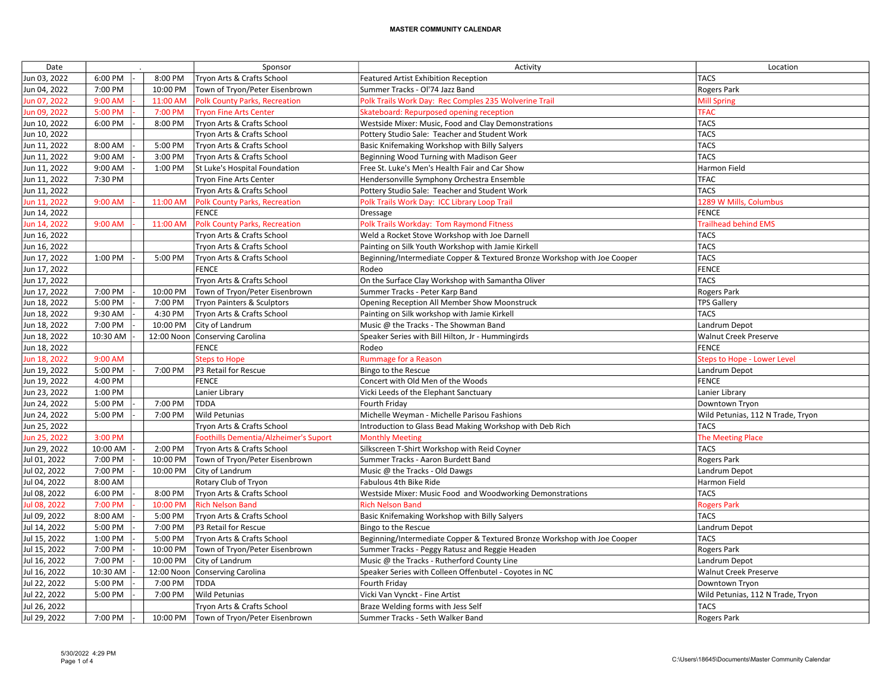# MASTER COMMUNITY CALENDAR

| Date | | . | | Sponsor | Activity | Location |
|---|---|---|---|---|---|---|
| Jun 03, 2022 | 6:00 PM | - | 8:00 PM | Tryon Arts & Crafts School | Featured Artist Exhibition Reception | TACS |
| Jun 04, 2022 | 7:00 PM | | 10:00 PM | Town of Tryon/Peter Eisenbrown | Summer Tracks - Ol'74 Jazz Band | Rogers Park |
| Jun 07, 2022 | 9:00 AM | - | 11:00 AM | Polk County Parks, Recreation | Polk Trails Work Day: Rec Comples 235 Wolverine Trail | Mill Spring |
| Jun 09, 2022 | 5:00 PM | - | 7:00 PM | Tryon Fine Arts Center | Skateboard: Repurposed opening reception | TFAC |
| Jun 10, 2022 | 6:00 PM | - | 8:00 PM | Tryon Arts & Crafts School | Westside Mixer: Music, Food and Clay Demonstrations | TACS |
| Jun 10, 2022 | | | | Tryon Arts & Crafts School | Pottery Studio Sale: Teacher and Student Work | TACS |
| Jun 11, 2022 | 8:00 AM | - | 5:00 PM | Tryon Arts & Crafts School | Basic Knifemaking Workshop with Billy Salyers | TACS |
| Jun 11, 2022 | 9:00 AM | - | 3:00 PM | Tryon Arts & Crafts School | Beginning Wood Turning with Madison Geer | TACS |
| Jun 11, 2022 | 9:00 AM | - | 1:00 PM | St Luke's Hospital Foundation | Free St. Luke's Men's Health Fair and Car Show | Harmon Field |
| Jun 11, 2022 | 7:30 PM | | | Tryon Fine Arts Center | Hendersonville Symphony Orchestra Ensemble | TFAC |
| Jun 11, 2022 | | | | Tryon Arts & Crafts School | Pottery Studio Sale: Teacher and Student Work | TACS |
| Jun 11, 2022 | 9:00 AM | - | 11:00 AM | Polk County Parks, Recreation | Polk Trails Work Day: ICC Library Loop Trail | 1289 W Mills, Columbus |
| Jun 14, 2022 | | | | FENCE | Dressage | FENCE |
| Jun 14, 2022 | 9:00 AM | - | 11:00 AM | Polk County Parks, Recreation | Polk Trails Workday: Tom Raymond Fitness | Trailhead behind EMS |
| Jun 16, 2022 | | | | Tryon Arts & Crafts School | Weld a Rocket Stove Workshop with Joe Darnell | TACS |
| Jun 16, 2022 | | | | Tryon Arts & Crafts School | Painting on Silk Youth Workshop with Jamie Kirkell | TACS |
| Jun 17, 2022 | 1:00 PM | - | 5:00 PM | Tryon Arts & Crafts School | Beginning/Intermediate Copper & Textured Bronze Workshop with Joe Cooper | TACS |
| Jun 17, 2022 | | | | FENCE | Rodeo | FENCE |
| Jun 17, 2022 | | | | Tryon Arts & Crafts School | On the Surface Clay Workshop with Samantha Oliver | TACS |
| Jun 17, 2022 | 7:00 PM | - | 10:00 PM | Town of Tryon/Peter Eisenbrown | Summer Tracks - Peter Karp Band | Rogers Park |
| Jun 18, 2022 | 5:00 PM | - | 7:00 PM | Tryon Painters & Sculptors | Opening Reception All Member Show Moonstruck | TPS Gallery |
| Jun 18, 2022 | 9:30 AM | - | 4:30 PM | Tryon Arts & Crafts School | Painting on Silk workshop with Jamie Kirkell | TACS |
| Jun 18, 2022 | 7:00 PM | - | 10:00 PM | City of Landrum | Music @ the Tracks - The Showman Band | Landrum Depot |
| Jun 18, 2022 | 10:30 AM | - | 12:00 Noon | Conserving Carolina | Speaker Series with Bill Hilton, Jr - Hummingirds | Walnut Creek Preserve |
| Jun 18, 2022 | | | | FENCE | Rodeo | FENCE |
| Jun 18, 2022 | 9:00 AM | | | Steps to Hope | Rummage for a Reason | Steps to Hope - Lower Level |
| Jun 19, 2022 | 5:00 PM | - | 7:00 PM | P3 Retail for Rescue | Bingo to the Rescue | Landrum Depot |
| Jun 19, 2022 | 4:00 PM | | | FENCE | Concert with Old Men of the Woods | FENCE |
| Jun 23, 2022 | 1:00 PM | | | Lanier Library | Vicki Leeds of the Elephant Sanctuary | Lanier Library |
| Jun 24, 2022 | 5:00 PM | - | 7:00 PM | TDDA | Fourth Friday | Downtown Tryon |
| Jun 24, 2022 | 5:00 PM | - | 7:00 PM | Wild Petunias | Michelle Weyman - Michelle Parisou Fashions | Wild Petunias, 112 N Trade, Tryon |
| Jun 25, 2022 | | | | Tryon Arts & Crafts School | Introduction to Glass Bead Making Workshop with Deb Rich | TACS |
| Jun 25, 2022 | 3:00 PM | | | Foothills Dementia/Alzheimer's Suport | Monthly Meeting | The Meeting Place |
| Jun 29, 2022 | 10:00 AM | - | 2:00 PM | Tryon Arts & Crafts School | Silkscreen T-Shirt Workshop with Reid Coyner | TACS |
| Jul 01, 2022 | 7:00 PM | - | 10:00 PM | Town of Tryon/Peter Eisenbrown | Summer Tracks - Aaron Burdett Band | Rogers Park |
| Jul 02, 2022 | 7:00 PM | - | 10:00 PM | City of Landrum | Music @ the Tracks - Old Dawgs | Landrum Depot |
| Jul 04, 2022 | 8:00 AM | | | Rotary Club of Tryon | Fabulous 4th Bike Ride | Harmon Field |
| Jul 08, 2022 | 6:00 PM | - | 8:00 PM | Tryon Arts & Crafts School | Westside Mixer: Music Food and Woodworking Demonstrations | TACS |
| Jul 08, 2022 | 7:00 PM | - | 10:00 PM | Rich Nelson Band | Rich Nelson Band | Rogers Park |
| Jul 09, 2022 | 8:00 AM | - | 5:00 PM | Tryon Arts & Crafts School | Basic Knifemaking Workshop with Billy Salyers | TACS |
| Jul 14, 2022 | 5:00 PM | - | 7:00 PM | P3 Retail for Rescue | Bingo to the Rescue | Landrum Depot |
| Jul 15, 2022 | 1:00 PM | - | 5:00 PM | Tryon Arts & Crafts School | Beginning/Intermediate Copper & Textured Bronze Workshop with Joe Cooper | TACS |
| Jul 15, 2022 | 7:00 PM | - | 10:00 PM | Town of Tryon/Peter Eisenbrown | Summer Tracks - Peggy Ratusz and Reggie Headen | Rogers Park |
| Jul 16, 2022 | 7:00 PM | - | 10:00 PM | City of Landrum | Music @ the Tracks - Rutherford County Line | Landrum Depot |
| Jul 16, 2022 | 10:30 AM | - | 12:00 Noon | Conserving Carolina | Speaker Series with Colleen Offenbutel - Coyotes in NC | Walnut Creek Preserve |
| Jul 22, 2022 | 5:00 PM | - | 7:00 PM | TDDA | Fourth Friday | Downtown Tryon |
| Jul 22, 2022 | 5:00 PM | - | 7:00 PM | Wild Petunias | Vicki Van Vynckt - Fine Artist | Wild Petunias, 112 N Trade, Tryon |
| Jul 26, 2022 | | | | Tryon Arts & Crafts School | Braze Welding forms with Jess Self | TACS |
| Jul 29, 2022 | 7:00 PM | - | 10:00 PM | Town of Tryon/Peter Eisenbrown | Summer Tracks - Seth Walker Band | Rogers Park |

5/30/2022 4:29 PM

C:\Users\18645\Documents\Master Community Calendar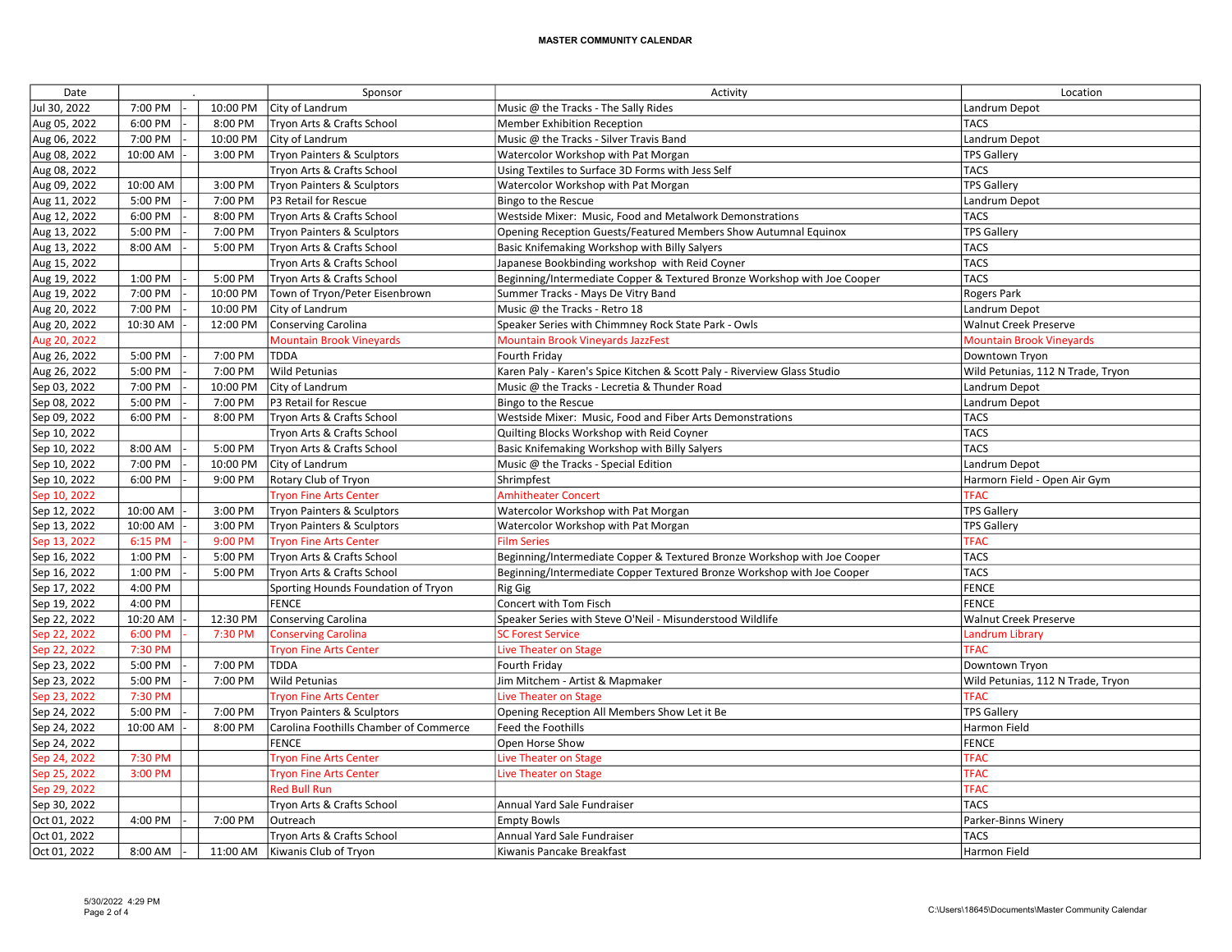**MASTER COMMUNITY CALENDAR**

| Date | . | | | Sponsor | Activity | Location |
|---|---|---|---|---|---|---|
| Jul 30, 2022 | 7:00 PM | - | 10:00 PM | City of Landrum | Music @ the Tracks - The Sally Rides | Landrum Depot |
| Aug 05, 2022 | 6:00 PM | - | 8:00 PM | Tryon Arts & Crafts School | Member Exhibition Reception | TACS |
| Aug 06, 2022 | 7:00 PM | - | 10:00 PM | City of Landrum | Music @ the Tracks - Silver Travis Band | Landrum Depot |
| Aug 08, 2022 | 10:00 AM | - | 3:00 PM | Tryon Painters & Sculptors | Watercolor Workshop with Pat Morgan | TPS Gallery |
| Aug 08, 2022 | | | | Tryon Arts & Crafts School | Using Textiles to Surface 3D Forms with Jess Self | TACS |
| Aug 09, 2022 | 10:00 AM | | 3:00 PM | Tryon Painters & Sculptors | Watercolor Workshop with Pat Morgan | TPS Gallery |
| Aug 11, 2022 | 5:00 PM | - | 7:00 PM | P3 Retail for Rescue | Bingo to the Rescue | Landrum Depot |
| Aug 12, 2022 | 6:00 PM | - | 8:00 PM | Tryon Arts & Crafts School | Westside Mixer: Music, Food and Metalwork Demonstrations | TACS |
| Aug 13, 2022 | 5:00 PM | - | 7:00 PM | Tryon Painters & Sculptors | Opening Reception Guests/Featured Members Show Autumnal Equinox | TPS Gallery |
| Aug 13, 2022 | 8:00 AM | - | 5:00 PM | Tryon Arts & Crafts School | Basic Knifemaking Workshop with Billy Salyers | TACS |
| Aug 15, 2022 | | | | Tryon Arts & Crafts School | Japanese Bookbinding workshop with Reid Coyner | TACS |
| Aug 19, 2022 | 1:00 PM | - | 5:00 PM | Tryon Arts & Crafts School | Beginning/Intermediate Copper & Textured Bronze Workshop with Joe Cooper | TACS |
| Aug 19, 2022 | 7:00 PM | - | 10:00 PM | Town of Tryon/Peter Eisenbrown | Summer Tracks - Mays De Vitry Band | Rogers Park |
| Aug 20, 2022 | 7:00 PM | - | 10:00 PM | City of Landrum | Music @ the Tracks - Retro 18 | Landrum Depot |
| Aug 20, 2022 | 10:30 AM | - | 12:00 PM | Conserving Carolina | Speaker Series with Chimmney Rock State Park - Owls | Walnut Creek Preserve |
| Aug 20, 2022 | | | | Mountain Brook Vineyards | Mountain Brook Vineyards JazzFest | Mountain Brook Vineyards |
| Aug 26, 2022 | 5:00 PM | - | 7:00 PM | TDDA | Fourth Friday | Downtown Tryon |
| Aug 26, 2022 | 5:00 PM | - | 7:00 PM | Wild Petunias | Karen Paly - Karen's Spice Kitchen & Scott Paly - Riverview Glass Studio | Wild Petunias, 112 N Trade, Tryon |
| Sep 03, 2022 | 7:00 PM | - | 10:00 PM | City of Landrum | Music @ the Tracks - Lecretia & Thunder Road | Landrum Depot |
| Sep 08, 2022 | 5:00 PM | - | 7:00 PM | P3 Retail for Rescue | Bingo to the Rescue | Landrum Depot |
| Sep 09, 2022 | 6:00 PM | - | 8:00 PM | Tryon Arts & Crafts School | Westside Mixer: Music, Food and Fiber Arts Demonstrations | TACS |
| Sep 10, 2022 | | | | Tryon Arts & Crafts School | Quilting Blocks Workshop with Reid Coyner | TACS |
| Sep 10, 2022 | 8:00 AM | - | 5:00 PM | Tryon Arts & Crafts School | Basic Knifemaking Workshop with Billy Salyers | TACS |
| Sep 10, 2022 | 7:00 PM | - | 10:00 PM | City of Landrum | Music @ the Tracks - Special Edition | Landrum Depot |
| Sep 10, 2022 | 6:00 PM | - | 9:00 PM | Rotary Club of Tryon | Shrimpfest | Harmorn Field - Open Air Gym |
| Sep 10, 2022 | | | | Tryon Fine Arts Center | Amhitheater Concert | TFAC |
| Sep 12, 2022 | 10:00 AM | - | 3:00 PM | Tryon Painters & Sculptors | Watercolor Workshop with Pat Morgan | TPS Gallery |
| Sep 13, 2022 | 10:00 AM | - | 3:00 PM | Tryon Painters & Sculptors | Watercolor Workshop with Pat Morgan | TPS Gallery |
| Sep 13, 2022 | 6:15 PM | - | 9:00 PM | Tryon Fine Arts Center | Film Series | TFAC |
| Sep 16, 2022 | 1:00 PM | - | 5:00 PM | Tryon Arts & Crafts School | Beginning/Intermediate Copper & Textured Bronze Workshop with Joe Cooper | TACS |
| Sep 16, 2022 | 1:00 PM | - | 5:00 PM | Tryon Arts & Crafts School | Beginning/Intermediate Copper Textured Bronze Workshop with Joe Cooper | TACS |
| Sep 17, 2022 | 4:00 PM | | | Sporting Hounds Foundation of Tryon | Rig Gig | FENCE |
| Sep 19, 2022 | 4:00 PM | | | FENCE | Concert with Tom Fisch | FENCE |
| Sep 22, 2022 | 10:20 AM | - | 12:30 PM | Conserving Carolina | Speaker Series with Steve O'Neil - Misunderstood Wildlife | Walnut Creek Preserve |
| Sep 22, 2022 | 6:00 PM | - | 7:30 PM | Conserving Carolina | SC Forest Service | Landrum Library |
| Sep 22, 2022 | 7:30 PM | | | Tryon Fine Arts Center | Live Theater on Stage | TFAC |
| Sep 23, 2022 | 5:00 PM | - | 7:00 PM | TDDA | Fourth Friday | Downtown Tryon |
| Sep 23, 2022 | 5:00 PM | - | 7:00 PM | Wild Petunias | Jim Mitchem - Artist & Mapmaker | Wild Petunias, 112 N Trade, Tryon |
| Sep 23, 2022 | 7:30 PM | | | Tryon Fine Arts Center | Live Theater on Stage | TFAC |
| Sep 24, 2022 | 5:00 PM | - | 7:00 PM | Tryon Painters & Sculptors | Opening Reception All Members Show Let it Be | TPS Gallery |
| Sep 24, 2022 | 10:00 AM | - | 8:00 PM | Carolina Foothills Chamber of Commerce | Feed the Foothills | Harmon Field |
| Sep 24, 2022 | | | | FENCE | Open Horse Show | FENCE |
| Sep 24, 2022 | 7:30 PM | | | Tryon Fine Arts Center | Live Theater on Stage | TFAC |
| Sep 25, 2022 | 3:00 PM | | | Tryon Fine Arts Center | Live Theater on Stage | TFAC |
| Sep 29, 2022 | | | | Red Bull Run | | TFAC |
| Sep 30, 2022 | | | | Tryon Arts & Crafts School | Annual Yard Sale Fundraiser | TACS |
| Oct 01, 2022 | 4:00 PM | - | 7:00 PM | Outreach | Empty Bowls | Parker-Binns Winery |
| Oct 01, 2022 | | | | Tryon Arts & Crafts School | Annual Yard Sale Fundraiser | TACS |
| Oct 01, 2022 | 8:00 AM | - | 11:00 AM | Kiwanis Club of Tryon | Kiwanis Pancake Breakfast | Harmon Field |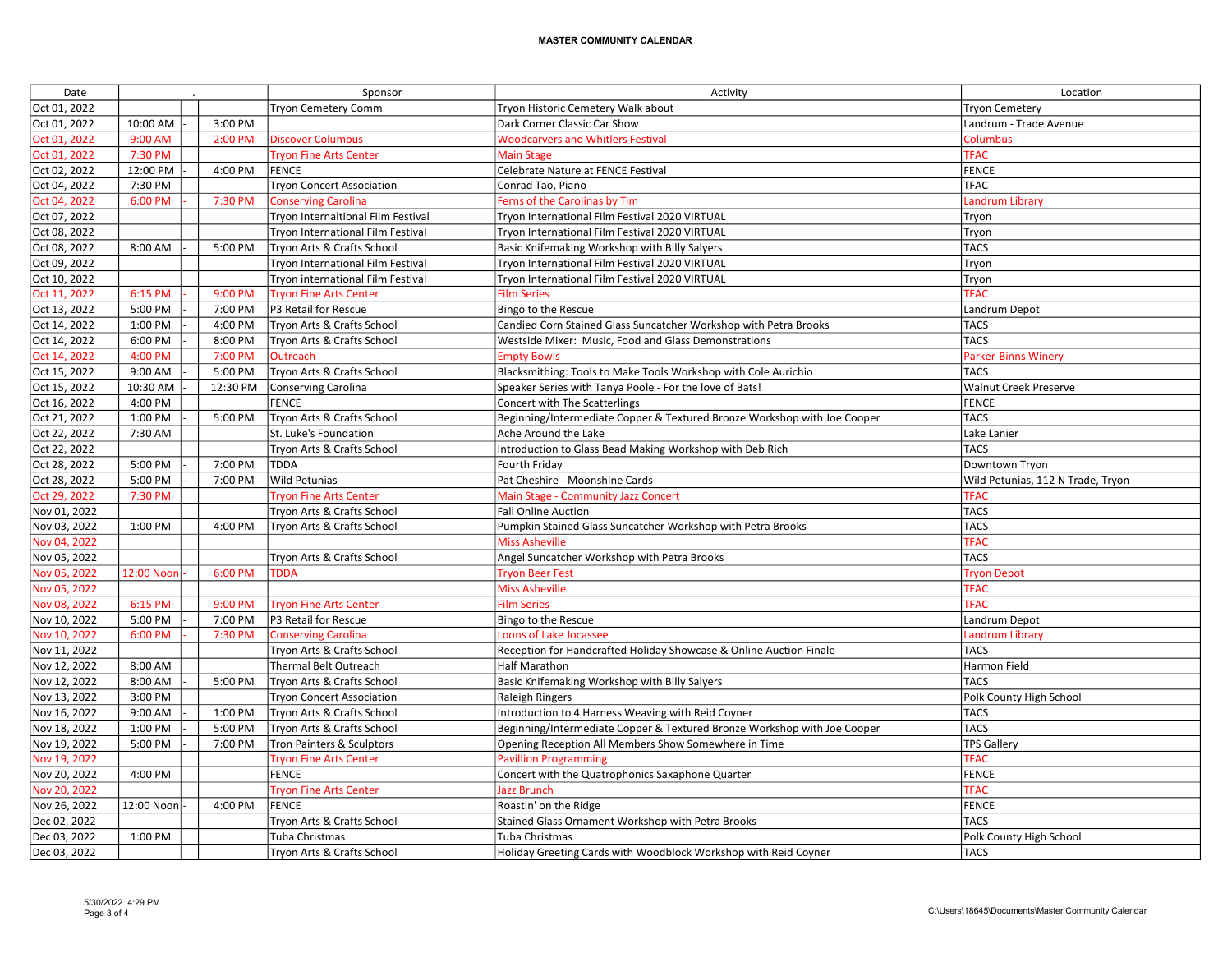**MASTER COMMUNITY CALENDAR**

| Date | . | | | Sponsor | Activity | Location |
|---|---|---|---|---|---|---|
| Oct 01, 2022 | | | | Tryon Cemetery Comm | Tryon Historic Cemetery Walk about | Tryon Cemetery |
| Oct 01, 2022 | 10:00 AM | - | 3:00 PM | | Dark Corner Classic Car Show | Landrum - Trade Avenue |
| Oct 01, 2022 | 9:00 AM | - | 2:00 PM | Discover Columbus | Woodcarvers and Whitlers Festival | Columbus |
| Oct 01, 2022 | 7:30 PM | | | Tryon Fine Arts Center | Main Stage | TFAC |
| Oct 02, 2022 | 12:00 PM | - | 4:00 PM | FENCE | Celebrate Nature at FENCE Festival | FENCE |
| Oct 04, 2022 | 7:30 PM | | | Tryon Concert Association | Conrad Tao, Piano | TFAC |
| Oct 04, 2022 | 6:00 PM | - | 7:30 PM | Conserving Carolina | Ferns of the Carolinas by Tim | Landrum Library |
| Oct 07, 2022 | | | | Tryon Internaltional Film Festival | Tryon International Film Festival 2020 VIRTUAL | Tryon |
| Oct 08, 2022 | | | | Tryon International Film Festival | Tryon International Film Festival 2020 VIRTUAL | Tryon |
| Oct 08, 2022 | 8:00 AM | - | 5:00 PM | Tryon Arts & Crafts School | Basic Knifemaking Workshop with Billy Salyers | TACS |
| Oct 09, 2022 | | | | Tryon International Film Festival | Tryon International Film Festival 2020 VIRTUAL | Tryon |
| Oct 10, 2022 | | | | Tryon international Film Festival | Tryon International Film Festival 2020 VIRTUAL | Tryon |
| Oct 11, 2022 | 6:15 PM | - | 9:00 PM | Tryon Fine Arts Center | Film Series | TFAC |
| Oct 13, 2022 | 5:00 PM | - | 7:00 PM | P3 Retail for Rescue | Bingo to the Rescue | Landrum Depot |
| Oct 14, 2022 | 1:00 PM | - | 4:00 PM | Tryon Arts & Crafts School | Candied Corn Stained Glass Suncatcher Workshop with Petra Brooks | TACS |
| Oct 14, 2022 | 6:00 PM | - | 8:00 PM | Tryon Arts & Crafts School | Westside Mixer: Music, Food and Glass Demonstrations | TACS |
| Oct 14, 2022 | 4:00 PM | - | 7:00 PM | Outreach | Empty Bowls | Parker-Binns Winery |
| Oct 15, 2022 | 9:00 AM | - | 5:00 PM | Tryon Arts & Crafts School | Blacksmithing: Tools to Make Tools Workshop with Cole Aurichio | TACS |
| Oct 15, 2022 | 10:30 AM | - | 12:30 PM | Conserving Carolina | Speaker Series with Tanya Poole - For the love of Bats! | Walnut Creek Preserve |
| Oct 16, 2022 | 4:00 PM | | | FENCE | Concert with The Scatterlings | FENCE |
| Oct 21, 2022 | 1:00 PM | - | 5:00 PM | Tryon Arts & Crafts School | Beginning/Intermediate Copper & Textured Bronze Workshop with Joe Cooper | TACS |
| Oct 22, 2022 | 7:30 AM | | | St. Luke's Foundation | Ache Around the Lake | Lake Lanier |
| Oct 22, 2022 | | | | Tryon Arts & Crafts School | Introduction to Glass Bead Making Workshop with Deb Rich | TACS |
| Oct 28, 2022 | 5:00 PM | - | 7:00 PM | TDDA | Fourth Friday | Downtown Tryon |
| Oct 28, 2022 | 5:00 PM | - | 7:00 PM | Wild Petunias | Pat Cheshire - Moonshine Cards | Wild Petunias, 112 N Trade, Tryon |
| Oct 29, 2022 | 7:30 PM | | | Tryon Fine Arts Center | Main Stage - Community Jazz Concert | TFAC |
| Nov 01, 2022 | | | | Tryon Arts & Crafts School | Fall Online Auction | TACS |
| Nov 03, 2022 | 1:00 PM | - | 4:00 PM | Tryon Arts & Crafts School | Pumpkin Stained Glass Suncatcher Workshop with Petra Brooks | TACS |
| Nov 04, 2022 | | | | | Miss Asheville | TFAC |
| Nov 05, 2022 | | | | Tryon Arts & Crafts School | Angel Suncatcher Workshop with Petra Brooks | TACS |
| Nov 05, 2022 | 12:00 Noon | - | 6:00 PM | TDDA | Tryon Beer Fest | Tryon Depot |
| Nov 05, 2022 | | | | | Miss Asheville | TFAC |
| Nov 08, 2022 | 6:15 PM | - | 9:00 PM | Tryon Fine Arts Center | Film Series | TFAC |
| Nov 10, 2022 | 5:00 PM | - | 7:00 PM | P3 Retail for Rescue | Bingo to the Rescue | Landrum Depot |
| Nov 10, 2022 | 6:00 PM | - | 7:30 PM | Conserving Carolina | Loons of Lake Jocassee | Landrum Library |
| Nov 11, 2022 | | | | Tryon Arts & Crafts School | Reception for Handcrafted Holiday Showcase & Online Auction Finale | TACS |
| Nov 12, 2022 | 8:00 AM | | | Thermal Belt Outreach | Half Marathon | Harmon Field |
| Nov 12, 2022 | 8:00 AM | - | 5:00 PM | Tryon Arts & Crafts School | Basic Knifemaking Workshop with Billy Salyers | TACS |
| Nov 13, 2022 | 3:00 PM | | | Tryon Concert Association | Raleigh Ringers | Polk County High School |
| Nov 16, 2022 | 9:00 AM | - | 1:00 PM | Tryon Arts & Crafts School | Introduction to 4 Harness Weaving with Reid Coyner | TACS |
| Nov 18, 2022 | 1:00 PM | - | 5:00 PM | Tryon Arts & Crafts School | Beginning/Intermediate Copper & Textured Bronze Workshop with Joe Cooper | TACS |
| Nov 19, 2022 | 5:00 PM | - | 7:00 PM | Tron Painters & Sculptors | Opening Reception All Members Show Somewhere in Time | TPS Gallery |
| Nov 19, 2022 | | | | Tryon Fine Arts Center | Pavillion Programming | TFAC |
| Nov 20, 2022 | 4:00 PM | | | FENCE | Concert with the Quatrophonics Saxaphone Quarter | FENCE |
| Nov 20, 2022 | | | | Tryon Fine Arts Center | Jazz Brunch | TFAC |
| Nov 26, 2022 | 12:00 Noon | - | 4:00 PM | FENCE | Roastin' on the Ridge | FENCE |
| Dec 02, 2022 | | | | Tryon Arts & Crafts School | Stained Glass Ornament Workshop with Petra Brooks | TACS |
| Dec 03, 2022 | 1:00 PM | | | Tuba Christmas | Tuba Christmas | Polk County High School |
| Dec 03, 2022 | | | | Tryon Arts & Crafts School | Holiday Greeting Cards with Woodblock Workshop with Reid Coyner | TACS |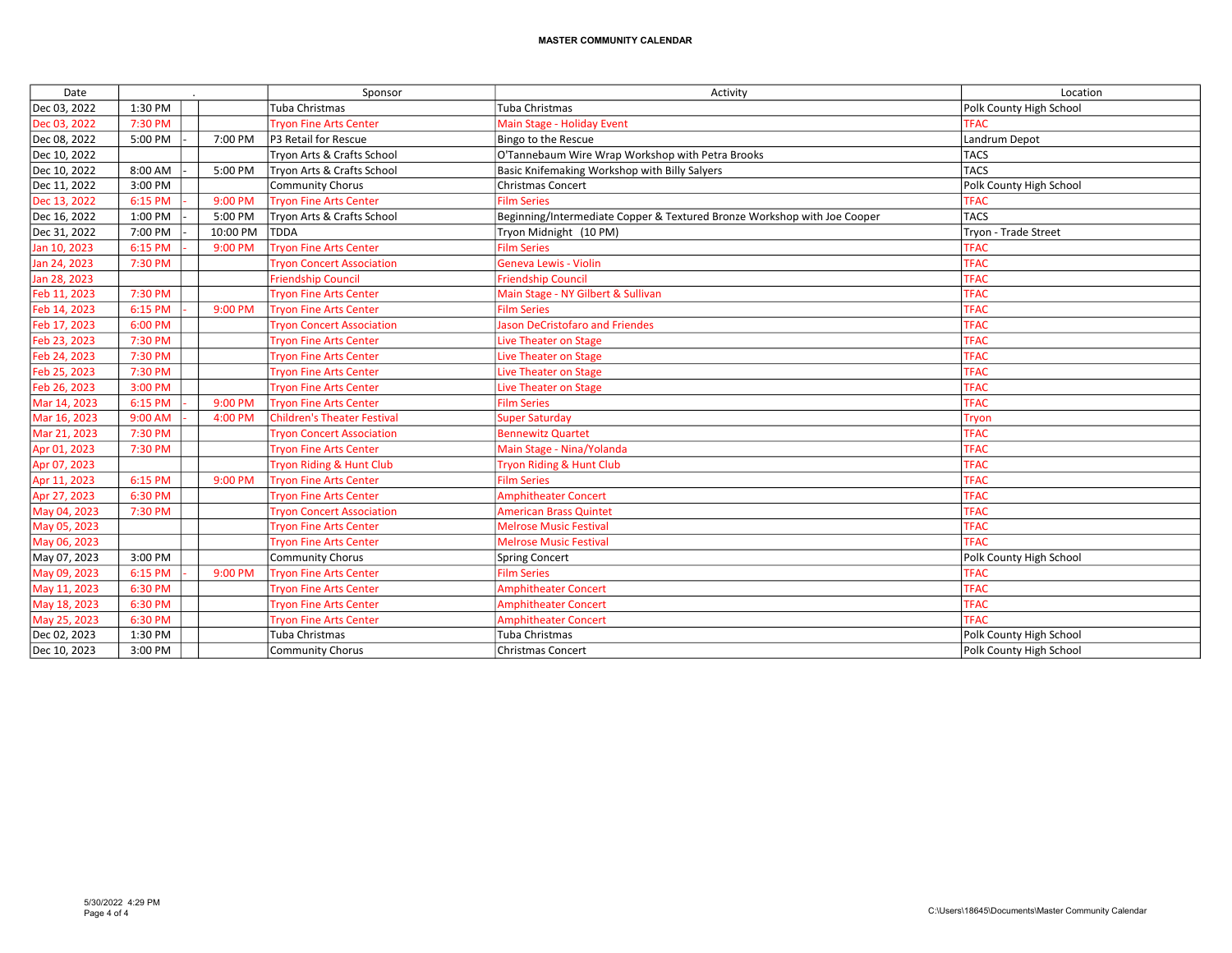**MASTER COMMUNITY CALENDAR**

| Date | . | | | Sponsor | Activity | Location |
|---|---|---|---|---|---|---|
| Dec 03, 2022 | 1:30 PM | | | Tuba Christmas | Tuba Christmas | Polk County High School |
| Dec 03, 2022 | 7:30 PM | | | Tryon Fine Arts Center | Main Stage - Holiday Event | TFAC |
| Dec 08, 2022 | 5:00 PM | - | 7:00 PM | P3 Retail for Rescue | Bingo to the Rescue | Landrum Depot |
| Dec 10, 2022 | | | | Tryon Arts & Crafts School | O'Tannebaum Wire Wrap Workshop with Petra Brooks | TACS |
| Dec 10, 2022 | 8:00 AM | - | 5:00 PM | Tryon Arts & Crafts School | Basic Knifemaking Workshop with Billy Salyers | TACS |
| Dec 11, 2022 | 3:00 PM | | | Community Chorus | Christmas Concert | Polk County High School |
| Dec 13, 2022 | 6:15 PM | - | 9:00 PM | Tryon Fine Arts Center | Film Series | TFAC |
| Dec 16, 2022 | 1:00 PM | - | 5:00 PM | Tryon Arts & Crafts School | Beginning/Intermediate Copper & Textured Bronze Workshop with Joe Cooper | TACS |
| Dec 31, 2022 | 7:00 PM | - | 10:00 PM | TDDA | Tryon Midnight (10 PM) | Tryon - Trade Street |
| Jan 10, 2023 | 6:15 PM | - | 9:00 PM | Tryon Fine Arts Center | Film Series | TFAC |
| Jan 24, 2023 | 7:30 PM | | | Tryon Concert Association | Geneva Lewis - Violin | TFAC |
| Jan 28, 2023 | | | | Friendship Council | Friendship Council | TFAC |
| Feb 11, 2023 | 7:30 PM | | | Tryon Fine Arts Center | Main Stage - NY Gilbert & Sullivan | TFAC |
| Feb 14, 2023 | 6:15 PM | - | 9:00 PM | Tryon Fine Arts Center | Film Series | TFAC |
| Feb 17, 2023 | 6:00 PM | | | Tryon Concert Association | Jason DeCristofaro and Friendes | TFAC |
| Feb 23, 2023 | 7:30 PM | | | Tryon Fine Arts Center | Live Theater on Stage | TFAC |
| Feb 24, 2023 | 7:30 PM | | | Tryon Fine Arts Center | Live Theater on Stage | TFAC |
| Feb 25, 2023 | 7:30 PM | | | Tryon Fine Arts Center | Live Theater on Stage | TFAC |
| Feb 26, 2023 | 3:00 PM | | | Tryon Fine Arts Center | Live Theater on Stage | TFAC |
| Mar 14, 2023 | 6:15 PM | - | 9:00 PM | Tryon Fine Arts Center | Film Series | TFAC |
| Mar 16, 2023 | 9:00 AM | - | 4:00 PM | Children's Theater Festival | Super Saturday | Tryon |
| Mar 21, 2023 | 7:30 PM | | | Tryon Concert Association | Bennewitz Quartet | TFAC |
| Apr 01, 2023 | 7:30 PM | | | Tryon Fine Arts Center | Main Stage - Nina/Yolanda | TFAC |
| Apr 07, 2023 | | | | Tryon Riding & Hunt Club | Tryon Riding & Hunt Club | TFAC |
| Apr 11, 2023 | 6:15 PM | | 9:00 PM | Tryon Fine Arts Center | Film Series | TFAC |
| Apr 27, 2023 | 6:30 PM | | | Tryon Fine Arts Center | Amphitheater Concert | TFAC |
| May 04, 2023 | 7:30 PM | | | Tryon Concert Association | American Brass Quintet | TFAC |
| May 05, 2023 | | | | Tryon Fine Arts Center | Melrose Music Festival | TFAC |
| May 06, 2023 | | | | Tryon Fine Arts Center | Melrose Music Festival | TFAC |
| May 07, 2023 | 3:00 PM | | | Community Chorus | Spring Concert | Polk County High School |
| May 09, 2023 | 6:15 PM | - | 9:00 PM | Tryon Fine Arts Center | Film Series | TFAC |
| May 11, 2023 | 6:30 PM | | | Tryon Fine Arts Center | Amphitheater Concert | TFAC |
| May 18, 2023 | 6:30 PM | | | Tryon Fine Arts Center | Amphitheater Concert | TFAC |
| May 25, 2023 | 6:30 PM | | | Tryon Fine Arts Center | Amphitheater Concert | TFAC |
| Dec 02, 2023 | 1:30 PM | | | Tuba Christmas | Tuba Christmas | Polk County High School |
| Dec 10, 2023 | 3:00 PM | | | Community Chorus | Christmas Concert | Polk County High School |

5/30/2022 4:29 PM

C:\Users\18645\Documents\Master Community Calendar